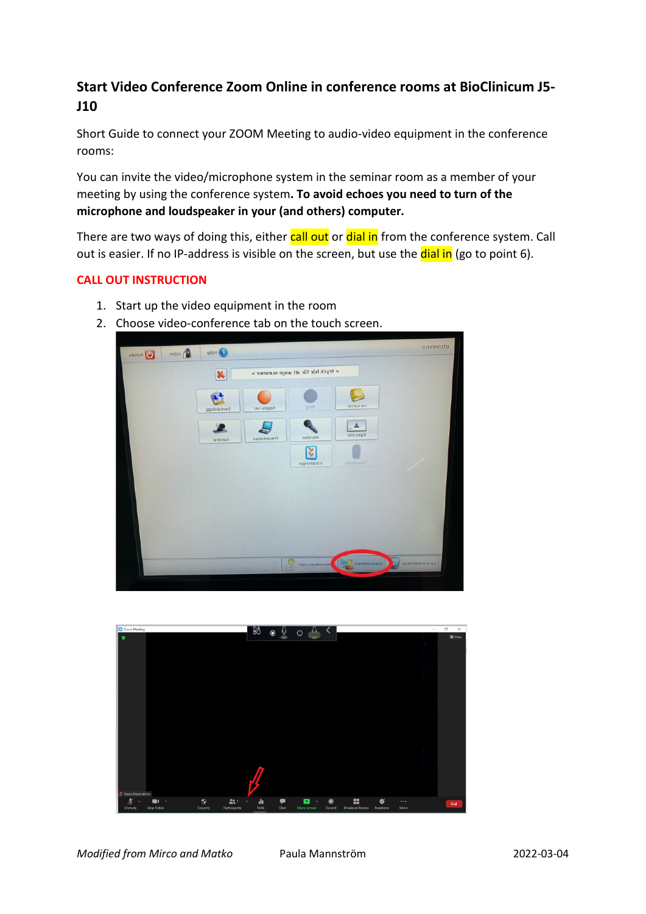# Start Video Conference Zoom Online in conference rooms at BioClinicum J5-J10

Short Guide to connect your ZOOM Meeting to audio-video equipment in the conference rooms:

You can invite the video/microphone system in the seminar room as a member of your meeting by using the conference system. **To avoid echoes you need to turn of the microphone and loudspeaker in your (and others) computer.**

There are two ways of doing this, either call out or dial in from the conference system. Call out is easier. If no IP-address is visible on the screen, but use the dial in (go to point 6).

**CALL OUT INSTRUCTION**

1. Start up the video equipment in the room
2. Choose video-conference tab on the touch screen.

*Modified from Mirco and Matko* Paula Mannström 2022-03-04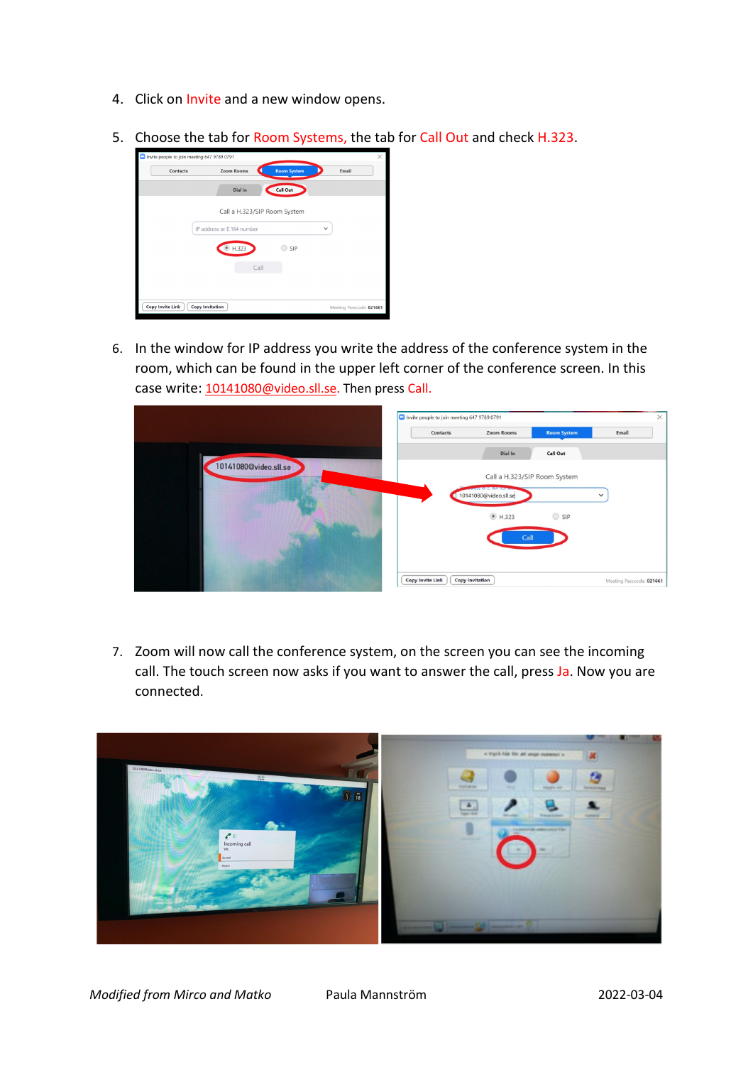4. Click on Invite and a new window opens.

5. Choose the tab for Room Systems, the tab for Call Out and check H.323.

6. In the window for IP address you write the address of the conference system in the room, which can be found in the upper left corner of the conference screen. In this case write: 10141080@video.sll.se. Then press Call.

7. Zoom will now call the conference system, on the screen you can see the incoming call. The touch screen now asks if you want to answer the call, press Ja. Now you are connected.

*Modified from Mirco and Matko* Paula Mannström 2022-03-04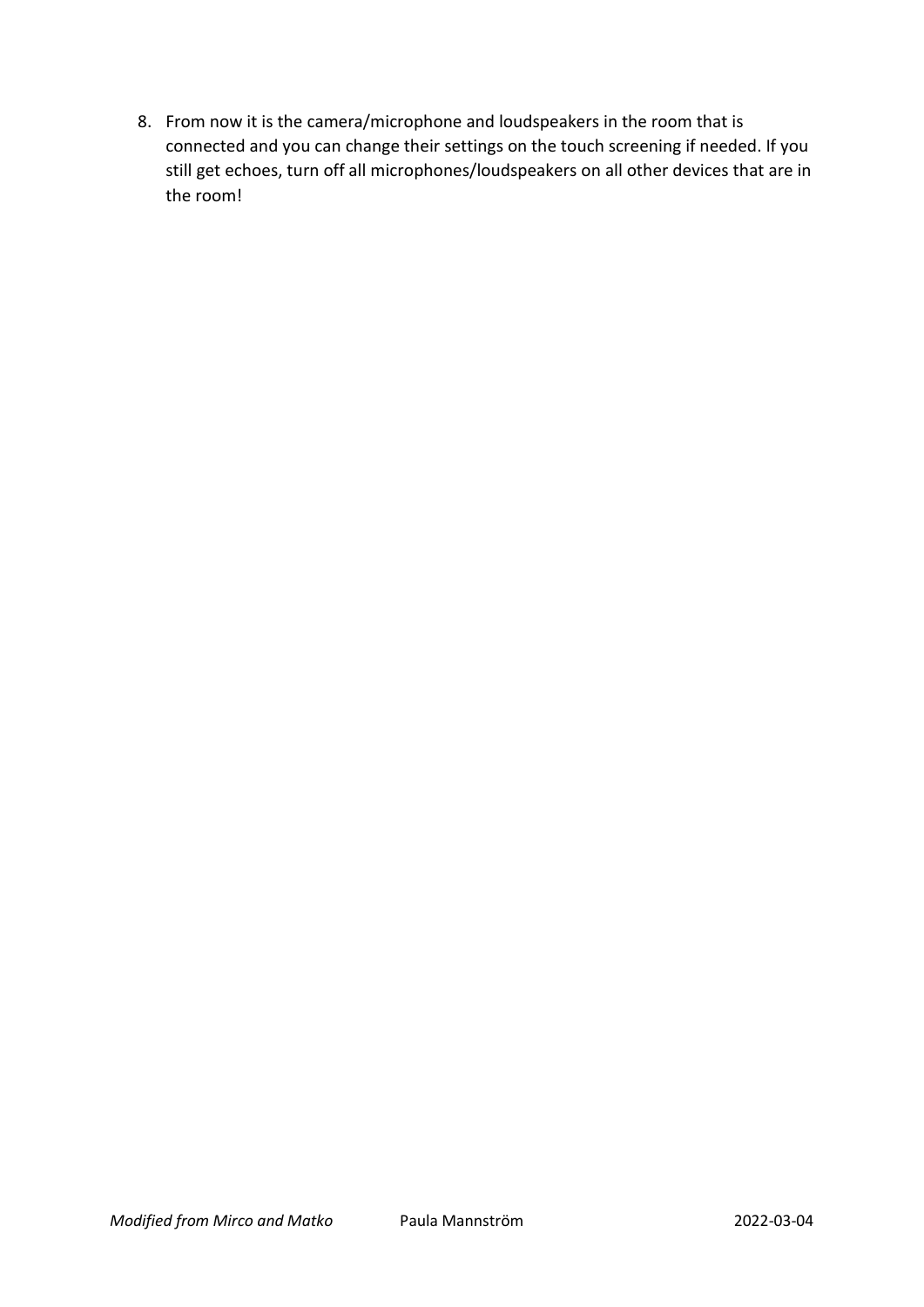8. From now it is the camera/microphone and loudspeakers in the room that is connected and you can change their settings on the touch screening if needed. If you still get echoes, turn off all microphones/loudspeakers on all other devices that are in the room!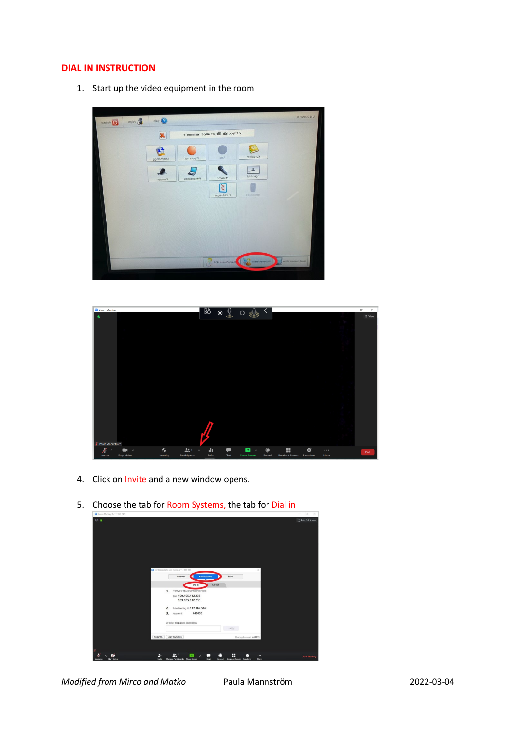# DIAL IN INSTRUCTION

1. Start up the video equipment in the room

4. Click on Invite and a new window opens.

5. Choose the tab for Room Systems, the tab for Dial in

*Modified from Mirco and Matko* Paula Mannström 2022-03-04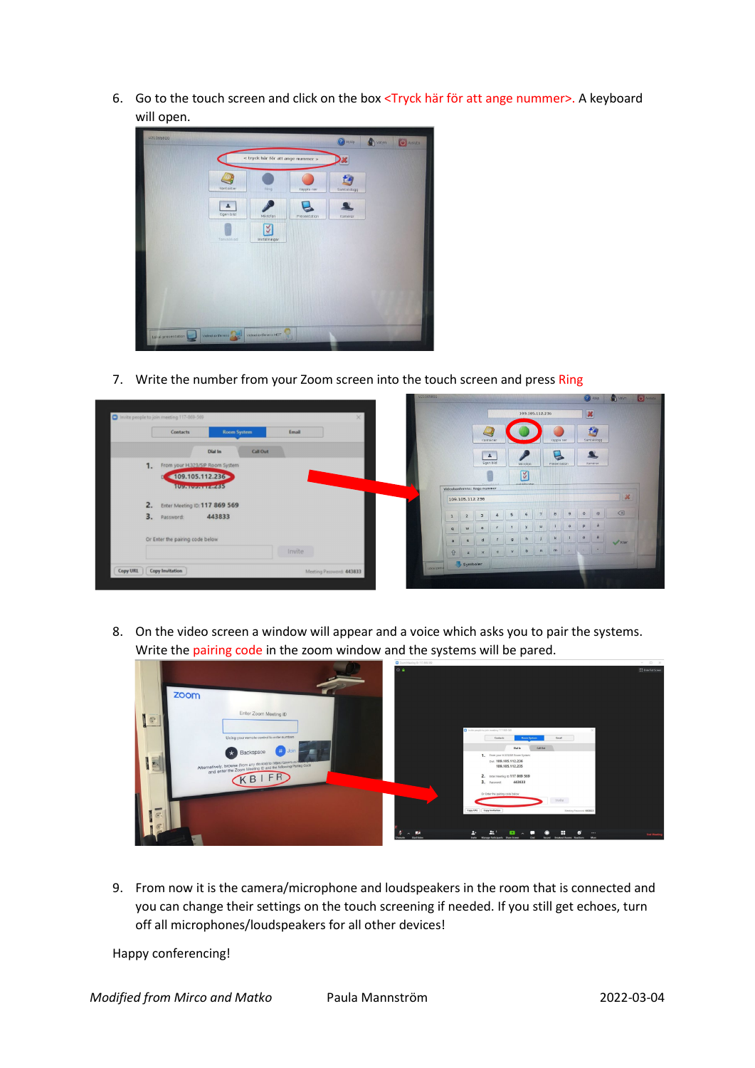6. Go to the touch screen and click on the box <Tryck här för att ange nummer>. A keyboard will open.

7. Write the number from your Zoom screen into the touch screen and press Ring

8. On the video screen a window will appear and a voice which asks you to pair the systems. Write the pairing code in the zoom window and the systems will be pared.

9. From now it is the camera/microphone and loudspeakers in the room that is connected and you can change their settings on the touch screening if needed. If you still get echoes, turn off all microphones/loudspeakers for all other devices!

Happy conferencing!

*Modified from Mirco and Matko* Paula Mannström 2022-03-04